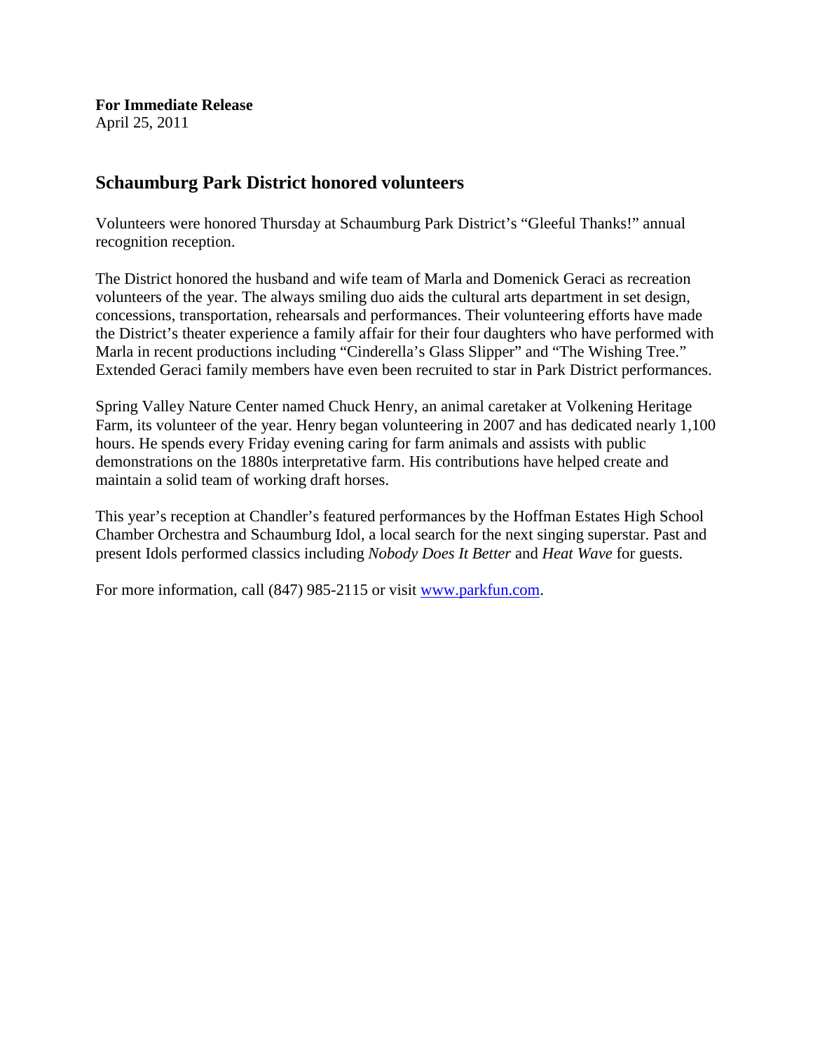**For Immediate Release**
April 25, 2011

## Schaumburg Park District honored volunteers

Volunteers were honored Thursday at Schaumburg Park District's "Gleeful Thanks!" annual recognition reception.

The District honored the husband and wife team of Marla and Domenick Geraci as recreation volunteers of the year. The always smiling duo aids the cultural arts department in set design, concessions, transportation, rehearsals and performances. Their volunteering efforts have made the District's theater experience a family affair for their four daughters who have performed with Marla in recent productions including "Cinderella's Glass Slipper" and "The Wishing Tree." Extended Geraci family members have even been recruited to star in Park District performances.

Spring Valley Nature Center named Chuck Henry, an animal caretaker at Volkening Heritage Farm, its volunteer of the year. Henry began volunteering in 2007 and has dedicated nearly 1,100 hours. He spends every Friday evening caring for farm animals and assists with public demonstrations on the 1880s interpretative farm. His contributions have helped create and maintain a solid team of working draft horses.

This year's reception at Chandler's featured performances by the Hoffman Estates High School Chamber Orchestra and Schaumburg Idol, a local search for the next singing superstar. Past and present Idols performed classics including *Nobody Does It Better* and *Heat Wave* for guests.

For more information, call (847) 985-2115 or visit [www.parkfun.com](http://www.parkfun.com).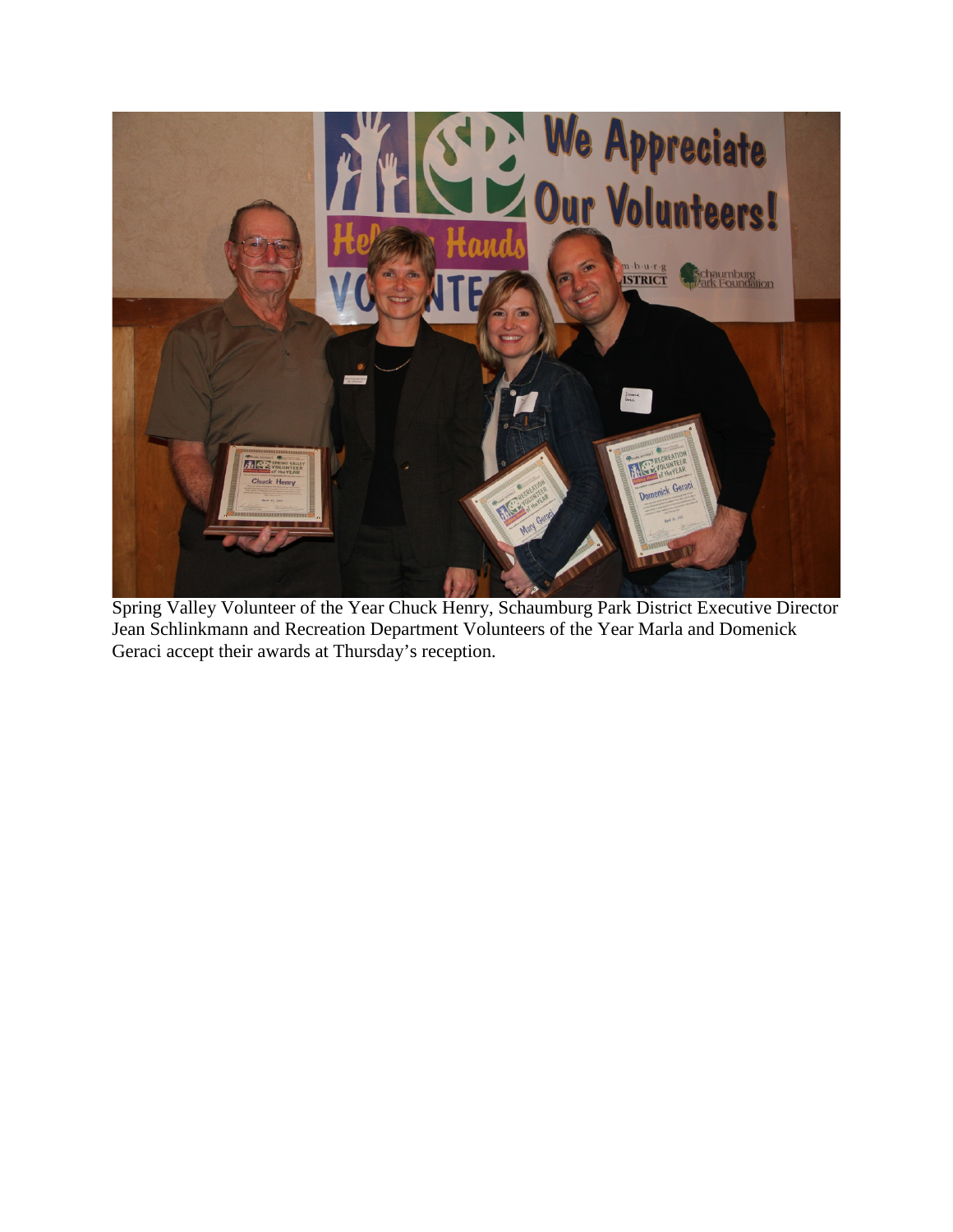Spring Valley Volunteer of the Year Chuck Henry, Schaumburg Park District Executive Director Jean Schlinkmann and Recreation Department Volunteers of the Year Marla and Domenick Geraci accept their awards at Thursday's reception.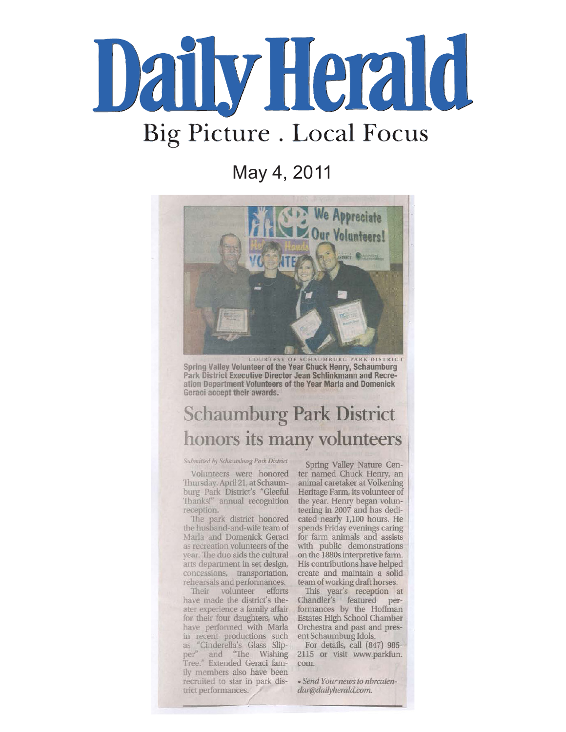# Daily Herald

Big Picture . Local Focus

May 4, 2011

COURTESY OF SCHAUMBURG PARK DISTRICT

**Spring Valley Volunteer of the Year Chuck Henry, Schaumburg Park District Executive Director Jean Schlinkmann and Recreation Department Volunteers of the Year Marla and Domenick Geraci accept their awards.**

## Schaumburg Park District honors its many volunteers

*Submitted by Schaumburg Park District*

Volunteers were honored Thursday, April 21, at Schaumburg Park District's "Gleeful Thanks!" annual recognition reception.

The park district honored the husband-and-wife team of Marla and Domenick Geraci as recreation volunteers of the year. The duo aids the cultural arts department in set design, concessions, transportation, rehearsals and performances.

Their volunteer efforts have made the district's theater experience a family affair for their four daughters, who have performed with Marla in recent productions such as "Cinderella's Glass Slipper" and "The Wishing Tree." Extended Geraci family members also have been recruited to star in park district performances.

Spring Valley Nature Center named Chuck Henry, an animal caretaker at Volkening Heritage Farm, its volunteer of the year. Henry began volunteering in 2007 and has dedicated nearly 1,100 hours. He spends Friday evenings caring for farm animals and assists with public demonstrations on the 1880s interpretive farm. His contributions have helped create and maintain a solid team of working draft horses.

This year's reception at Chandler's featured performances by the Hoffman Estates High School Chamber Orchestra and past and present Schaumburg Idols.

For details, call (847) 985-2115 or visit www.parkfun.com.

- *Send Your news to nbrcalendar@dailyherald.com.*